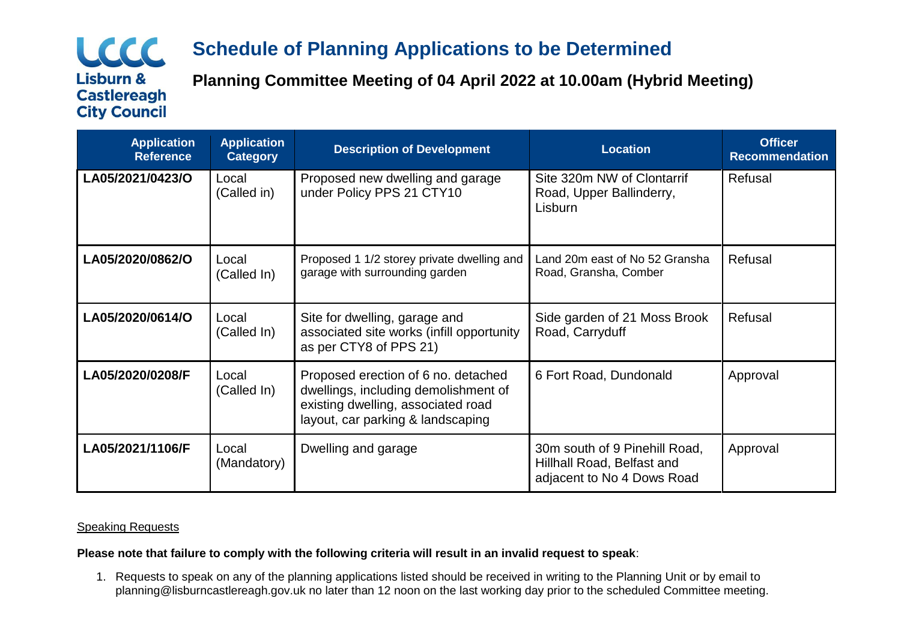**LCCC**
**Lisburn & Castlereagh City Council**

# Schedule of Planning Applications to be Determined

## Planning Committee Meeting of 04 April 2022 at 10.00am (Hybrid Meeting)

| Application Reference | Application Category | Description of Development | Location | Officer Recommendation |
|---|---|---|---|---|
| **LA05/2021/0423/O** | Local (Called in) | Proposed new dwelling and garage under Policy PPS 21 CTY10 | Site 320m NW of Clontarrif Road, Upper Ballinderry, Lisburn | Refusal |
| **LA05/2020/0862/O** | Local (Called In) | Proposed 1 1/2 storey private dwelling and garage with surrounding garden | Land 20m east of No 52 Gransha Road, Gransha, Comber | Refusal |
| **LA05/2020/0614/O** | Local (Called In) | Site for dwelling, garage and associated site works (infill opportunity as per CTY8 of PPS 21) | Side garden of 21 Moss Brook Road, Carryduff | Refusal |
| **LA05/2020/0208/F** | Local (Called In) | Proposed erection of 6 no. detached dwellings, including demolishment of existing dwelling, associated road layout, car parking & landscaping | 6 Fort Road, Dundonald | Approval |
| **LA05/2021/1106/F** | Local (Mandatory) | Dwelling and garage | 30m south of 9 Pinehill Road, Hillhall Road, Belfast and adjacent to No 4 Dows Road | Approval |

Speaking Requests

**Please note that failure to comply with the following criteria will result in an invalid request to speak**:

1. Requests to speak on any of the planning applications listed should be received in writing to the Planning Unit or by email to planning@lisburncastlereagh.gov.uk no later than 12 noon on the last working day prior to the scheduled Committee meeting.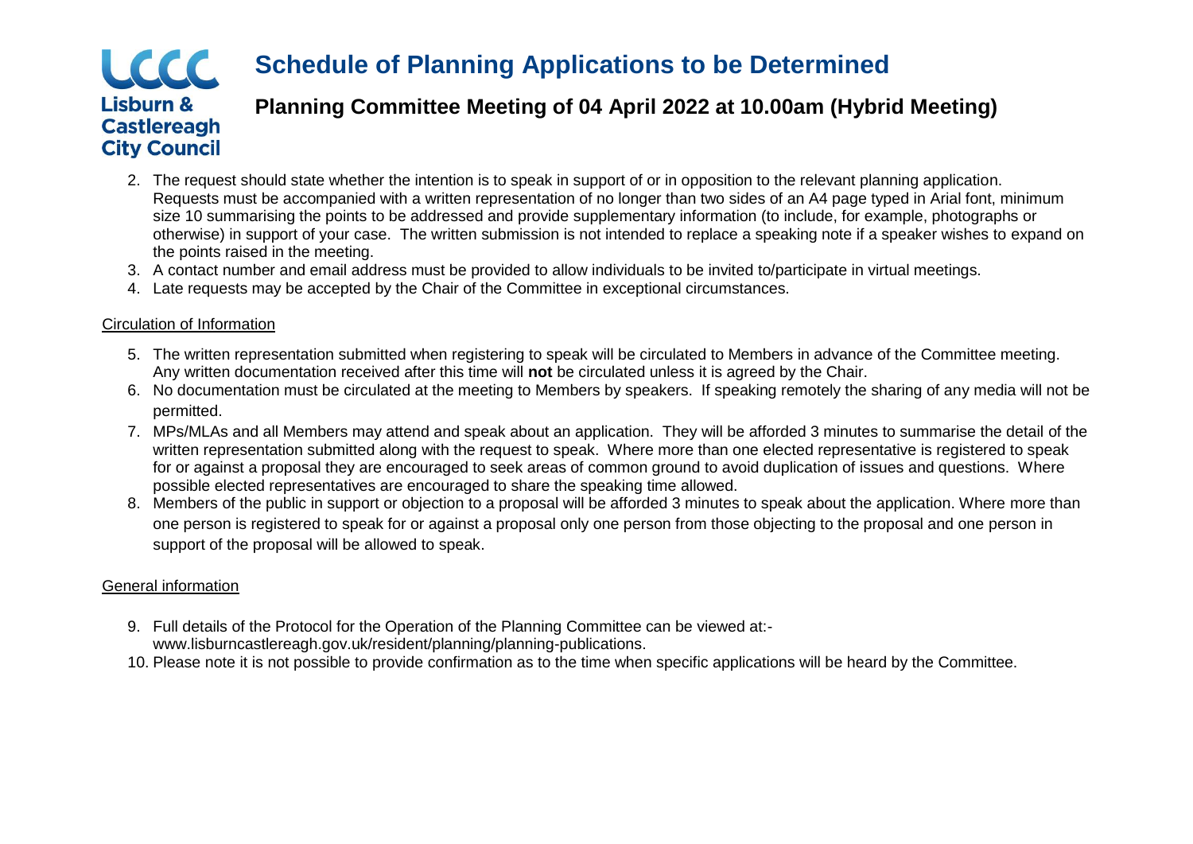# Schedule of Planning Applications to be Determined

## Planning Committee Meeting of 04 April 2022 at 10.00am (Hybrid Meeting)

2. The request should state whether the intention is to speak in support of or in opposition to the relevant planning application. Requests must be accompanied with a written representation of no longer than two sides of an A4 page typed in Arial font, minimum size 10 summarising the points to be addressed and provide supplementary information (to include, for example, photographs or otherwise) in support of your case. The written submission is not intended to replace a speaking note if a speaker wishes to expand on the points raised in the meeting.
3. A contact number and email address must be provided to allow individuals to be invited to/participate in virtual meetings.
4. Late requests may be accepted by the Chair of the Committee in exceptional circumstances.

<u>Circulation of Information</u>

5. The written representation submitted when registering to speak will be circulated to Members in advance of the Committee meeting. Any written documentation received after this time will **not** be circulated unless it is agreed by the Chair.
6. No documentation must be circulated at the meeting to Members by speakers. If speaking remotely the sharing of any media will not be permitted.
7. MPs/MLAs and all Members may attend and speak about an application. They will be afforded 3 minutes to summarise the detail of the written representation submitted along with the request to speak. Where more than one elected representative is registered to speak for or against a proposal they are encouraged to seek areas of common ground to avoid duplication of issues and questions. Where possible elected representatives are encouraged to share the speaking time allowed.
8. Members of the public in support or objection to a proposal will be afforded 3 minutes to speak about the application. Where more than one person is registered to speak for or against a proposal only one person from those objecting to the proposal and one person in support of the proposal will be allowed to speak.

<u>General information</u>

9. Full details of the Protocol for the Operation of the Planning Committee can be viewed at:- www.lisburncastlereagh.gov.uk/resident/planning/planning-publications.
10. Please note it is not possible to provide confirmation as to the time when specific applications will be heard by the Committee.